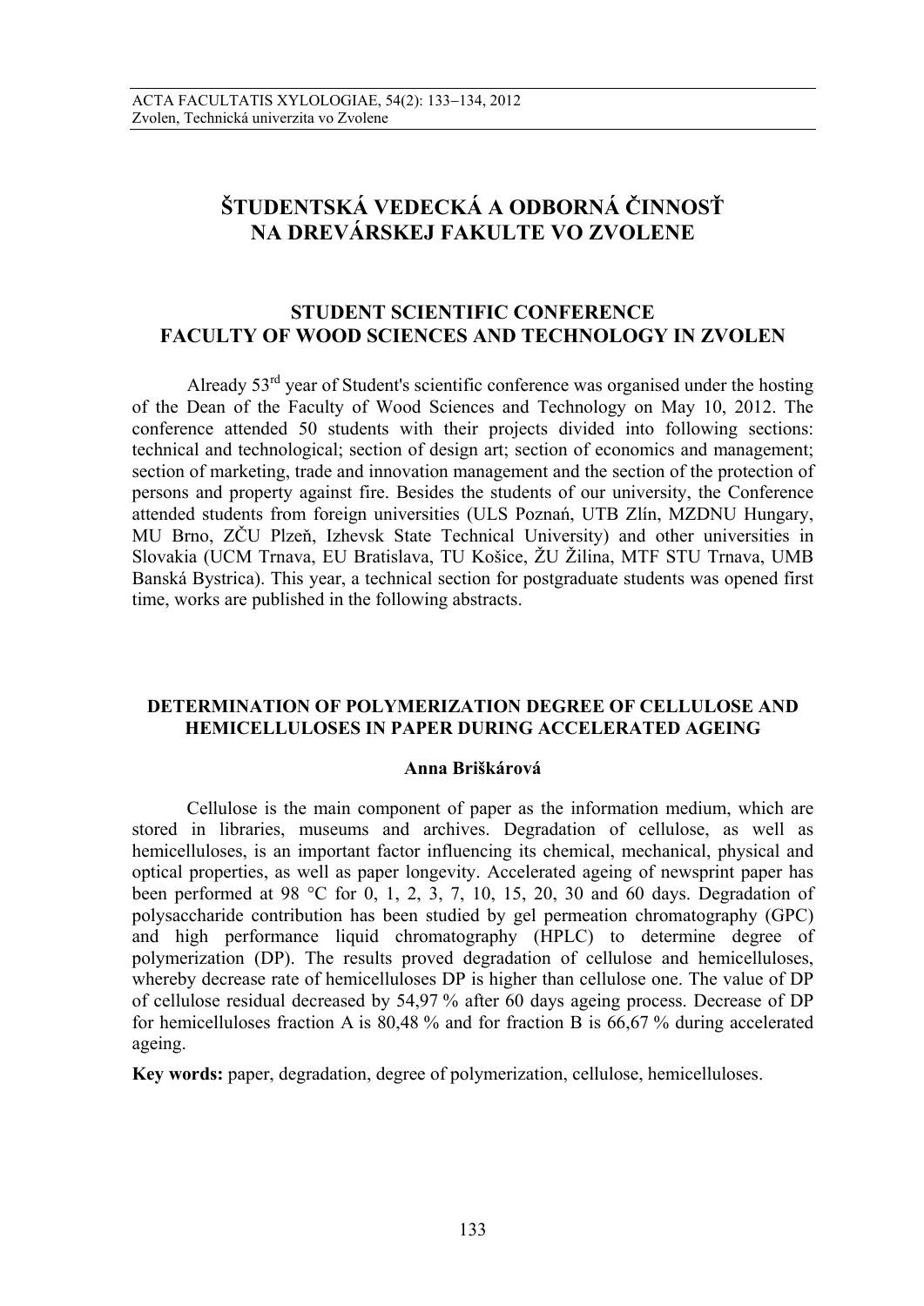# ŠTUDENTSKÁ VEDECKÁ A ODBORNÁ ČINNOSŤ NA DREVÁRSKEJ FAKULTE VO ZVOLENE

## STUDENT SCIENTIFIC CONFERENCE FACULTY OF WOOD SCIENCES AND TECHNOLOGY IN ZVOLEN

Already 53[rd] year of Student's scientific conference was organised under the hosting of the Dean of the Faculty of Wood Sciences and Technology on May 10, 2012. The conference attended 50 students with their projects divided into following sections: technical and technological; section of design art; section of economics and management; section of marketing, trade and innovation management and the section of the protection of persons and property against fire. Besides the students of our university, the Conference attended students from foreign universities (ULS Poznań, UTB Zlín, MZDNU Hungary, MU Brno, ZČU Plzeň, Izhevsk State Technical University) and other universities in Slovakia (UCM Trnava, EU Bratislava, TU Košice, ŽU Žilina, MTF STU Trnava, UMB Banská Bystrica). This year, a technical section for postgraduate students was opened first time, works are published in the following abstracts.

### DETERMINATION OF POLYMERIZATION DEGREE OF CELLULOSE AND HEMICELLULOSES IN PAPER DURING ACCELERATED AGEING

**Anna Briškárová**

Cellulose is the main component of paper as the information medium, which are stored in libraries, museums and archives. Degradation of cellulose, as well as hemicelluloses, is an important factor influencing its chemical, mechanical, physical and optical properties, as well as paper longevity. Accelerated ageing of newsprint paper has been performed at 98 °C for 0, 1, 2, 3, 7, 10, 15, 20, 30 and 60 days. Degradation of polysaccharide contribution has been studied by gel permeation chromatography (GPC) and high performance liquid chromatography (HPLC) to determine degree of polymerization (DP). The results proved degradation of cellulose and hemicelluloses, whereby decrease rate of hemicelluloses DP is higher than cellulose one. The value of DP of cellulose residual decreased by 54,97 % after 60 days ageing process. Decrease of DP for hemicelluloses fraction A is 80,48 % and for fraction B is 66,67 % during accelerated ageing.

**Key words:** paper, degradation, degree of polymerization, cellulose, hemicelluloses.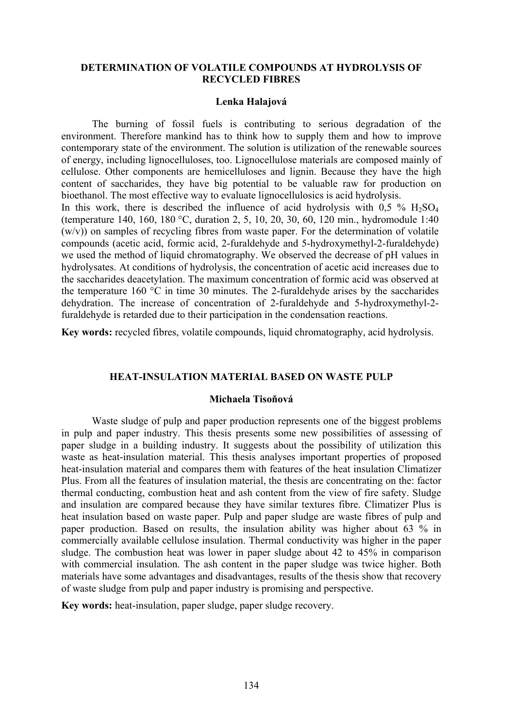## DETERMINATION OF VOLATILE COMPOUNDS AT HYDROLYSIS OF RECYCLED FIBRES

**Lenka Halajová**

The burning of fossil fuels is contributing to serious degradation of the environment. Therefore mankind has to think how to supply them and how to improve contemporary state of the environment. The solution is utilization of the renewable sources of energy, including lignocelluloses, too. Lignocellulose materials are composed mainly of cellulose. Other components are hemicelluloses and lignin. Because they have the high content of saccharides, they have big potential to be valuable raw for production on bioethanol. The most effective way to evaluate lignocellulosics is acid hydrolysis.

In this work, there is described the influence of acid hydrolysis with 0,5 % $H_2SO_4$ (temperature 140, 160, 180 °C, duration 2, 5, 10, 20, 30, 60, 120 min., hydromodule 1:40 (w/v)) on samples of recycling fibres from waste paper. For the determination of volatile compounds (acetic acid, formic acid, 2-furaldehyde and 5-hydroxymethyl-2-furaldehyde) we used the method of liquid chromatography. We observed the decrease of pH values in hydrolysates. At conditions of hydrolysis, the concentration of acetic acid increases due to the saccharides deacetylation. The maximum concentration of formic acid was observed at the temperature 160 °C in time 30 minutes. The 2-furaldehyde arises by the saccharides dehydration. The increase of concentration of 2-furaldehyde and 5-hydroxymethyl-2-furaldehyde is retarded due to their participation in the condensation reactions.

**Key words:** recycled fibres, volatile compounds, liquid chromatography, acid hydrolysis.

## HEAT-INSULATION MATERIAL BASED ON WASTE PULP

**Michaela Tisoňová**

Waste sludge of pulp and paper production represents one of the biggest problems in pulp and paper industry. This thesis presents some new possibilities of assessing of paper sludge in a building industry. It suggests about the possibility of utilization this waste as heat-insulation material. This thesis analyses important properties of proposed heat-insulation material and compares them with features of the heat insulation Climatizer Plus. From all the features of insulation material, the thesis are concentrating on the: factor thermal conducting, combustion heat and ash content from the view of fire safety. Sludge and insulation are compared because they have similar textures fibre. Climatizer Plus is heat insulation based on waste paper. Pulp and paper sludge are waste fibres of pulp and paper production. Based on results, the insulation ability was higher about 63 % in commercially available cellulose insulation. Thermal conductivity was higher in the paper sludge. The combustion heat was lower in paper sludge about 42 to 45% in comparison with commercial insulation. The ash content in the paper sludge was twice higher. Both materials have some advantages and disadvantages, results of the thesis show that recovery of waste sludge from pulp and paper industry is promising and perspective.

**Key words:** heat-insulation, paper sludge, paper sludge recovery.